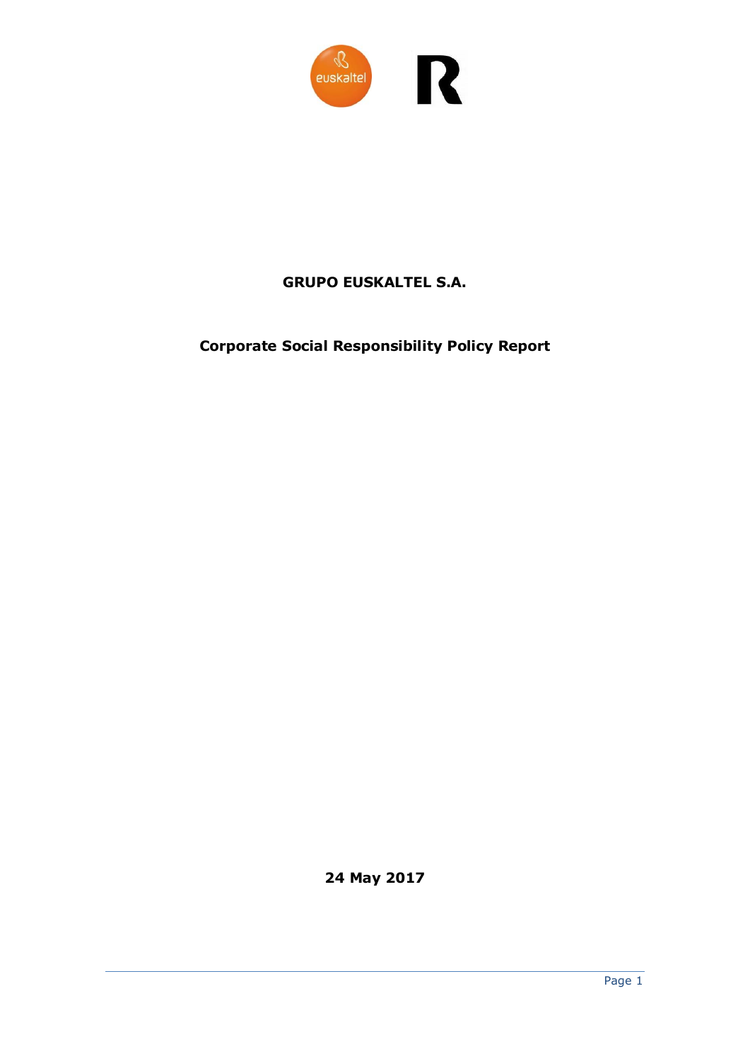# GRUPO EUSKALTEL S.A.

## Corporate Social Responsibility Policy Report

**24 May 2017**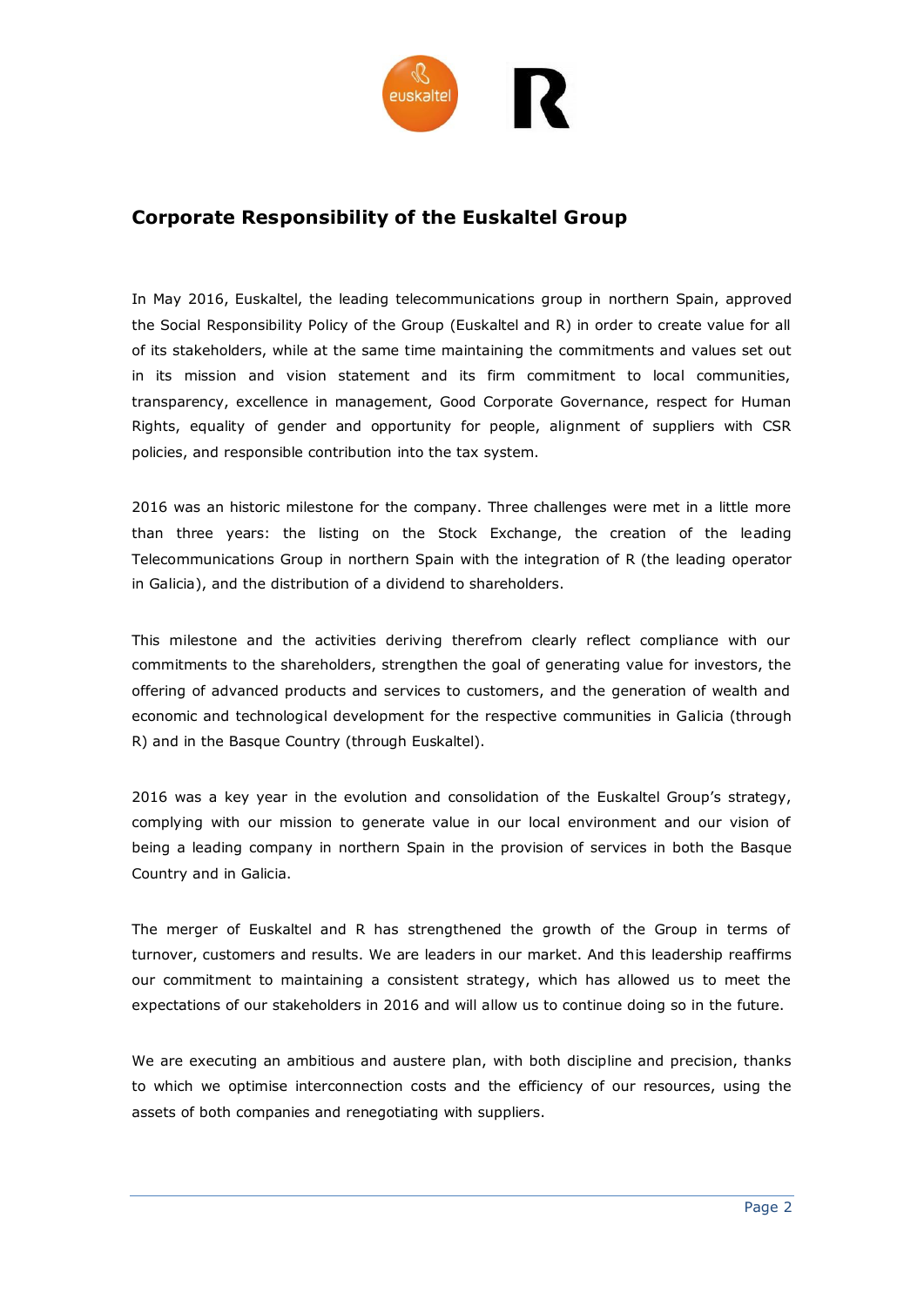## Corporate Responsibility of the Euskaltel Group

In May 2016, Euskaltel, the leading telecommunications group in northern Spain, approved the Social Responsibility Policy of the Group (Euskaltel and R) in order to create value for all of its stakeholders, while at the same time maintaining the commitments and values set out in its mission and vision statement and its firm commitment to local communities, transparency, excellence in management, Good Corporate Governance, respect for Human Rights, equality of gender and opportunity for people, alignment of suppliers with CSR policies, and responsible contribution into the tax system.

2016 was an historic milestone for the company. Three challenges were met in a little more than three years: the listing on the Stock Exchange, the creation of the leading Telecommunications Group in northern Spain with the integration of R (the leading operator in Galicia), and the distribution of a dividend to shareholders.

This milestone and the activities deriving therefrom clearly reflect compliance with our commitments to the shareholders, strengthen the goal of generating value for investors, the offering of advanced products and services to customers, and the generation of wealth and economic and technological development for the respective communities in Galicia (through R) and in the Basque Country (through Euskaltel).

2016 was a key year in the evolution and consolidation of the Euskaltel Group's strategy, complying with our mission to generate value in our local environment and our vision of being a leading company in northern Spain in the provision of services in both the Basque Country and in Galicia.

The merger of Euskaltel and R has strengthened the growth of the Group in terms of turnover, customers and results. We are leaders in our market. And this leadership reaffirms our commitment to maintaining a consistent strategy, which has allowed us to meet the expectations of our stakeholders in 2016 and will allow us to continue doing so in the future.

We are executing an ambitious and austere plan, with both discipline and precision, thanks to which we optimise interconnection costs and the efficiency of our resources, using the assets of both companies and renegotiating with suppliers.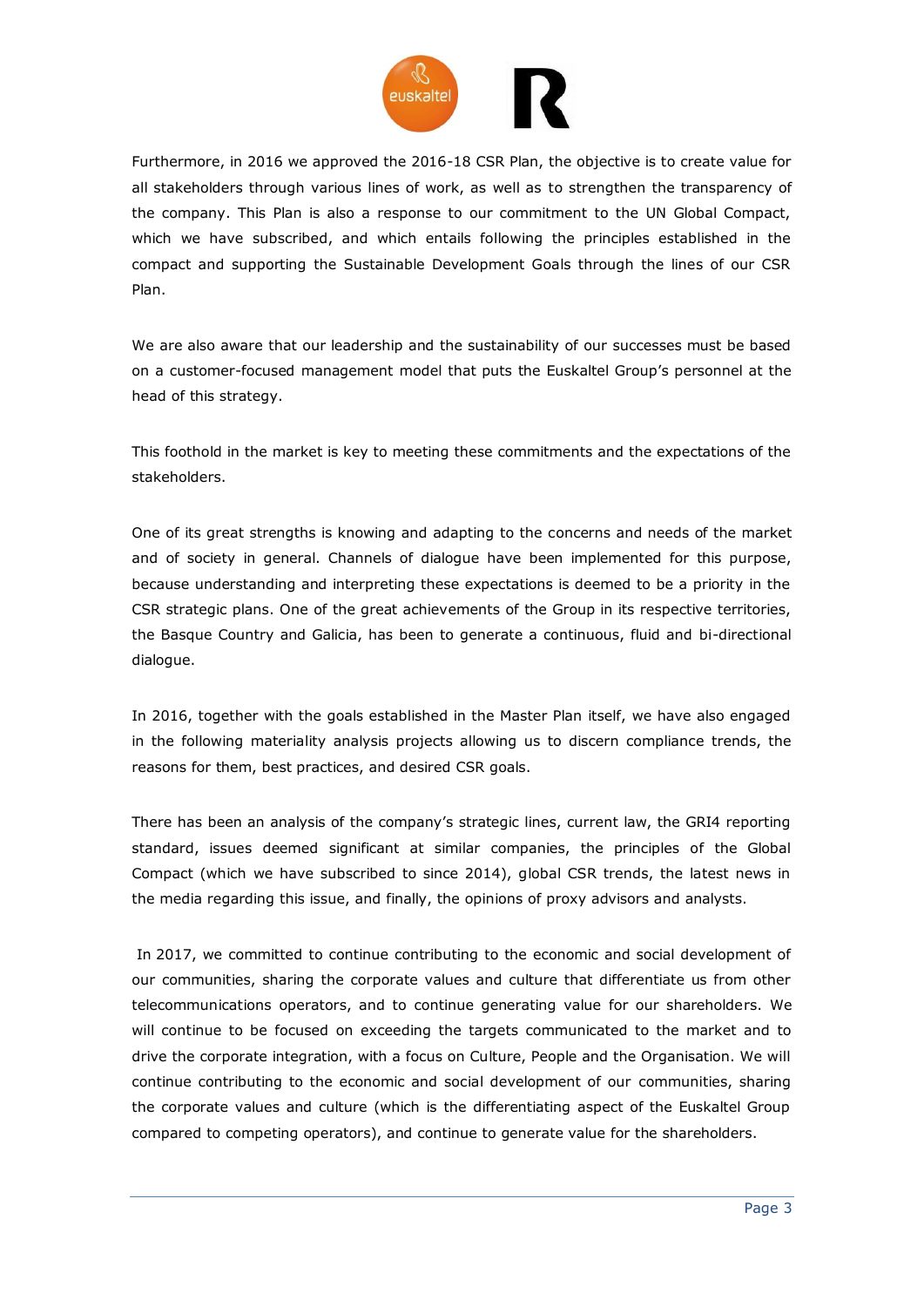Furthermore, in 2016 we approved the 2016-18 CSR Plan, the objective is to create value for all stakeholders through various lines of work, as well as to strengthen the transparency of the company. This Plan is also a response to our commitment to the UN Global Compact, which we have subscribed, and which entails following the principles established in the compact and supporting the Sustainable Development Goals through the lines of our CSR Plan.

We are also aware that our leadership and the sustainability of our successes must be based on a customer-focused management model that puts the Euskaltel Group's personnel at the head of this strategy.

This foothold in the market is key to meeting these commitments and the expectations of the stakeholders.

One of its great strengths is knowing and adapting to the concerns and needs of the market and of society in general. Channels of dialogue have been implemented for this purpose, because understanding and interpreting these expectations is deemed to be a priority in the CSR strategic plans. One of the great achievements of the Group in its respective territories, the Basque Country and Galicia, has been to generate a continuous, fluid and bi-directional dialogue.

In 2016, together with the goals established in the Master Plan itself, we have also engaged in the following materiality analysis projects allowing us to discern compliance trends, the reasons for them, best practices, and desired CSR goals.

There has been an analysis of the company's strategic lines, current law, the GRI4 reporting standard, issues deemed significant at similar companies, the principles of the Global Compact (which we have subscribed to since 2014), global CSR trends, the latest news in the media regarding this issue, and finally, the opinions of proxy advisors and analysts.

In 2017, we committed to continue contributing to the economic and social development of our communities, sharing the corporate values and culture that differentiate us from other telecommunications operators, and to continue generating value for our shareholders. We will continue to be focused on exceeding the targets communicated to the market and to drive the corporate integration, with a focus on Culture, People and the Organisation. We will continue contributing to the economic and social development of our communities, sharing the corporate values and culture (which is the differentiating aspect of the Euskaltel Group compared to competing operators), and continue to generate value for the shareholders.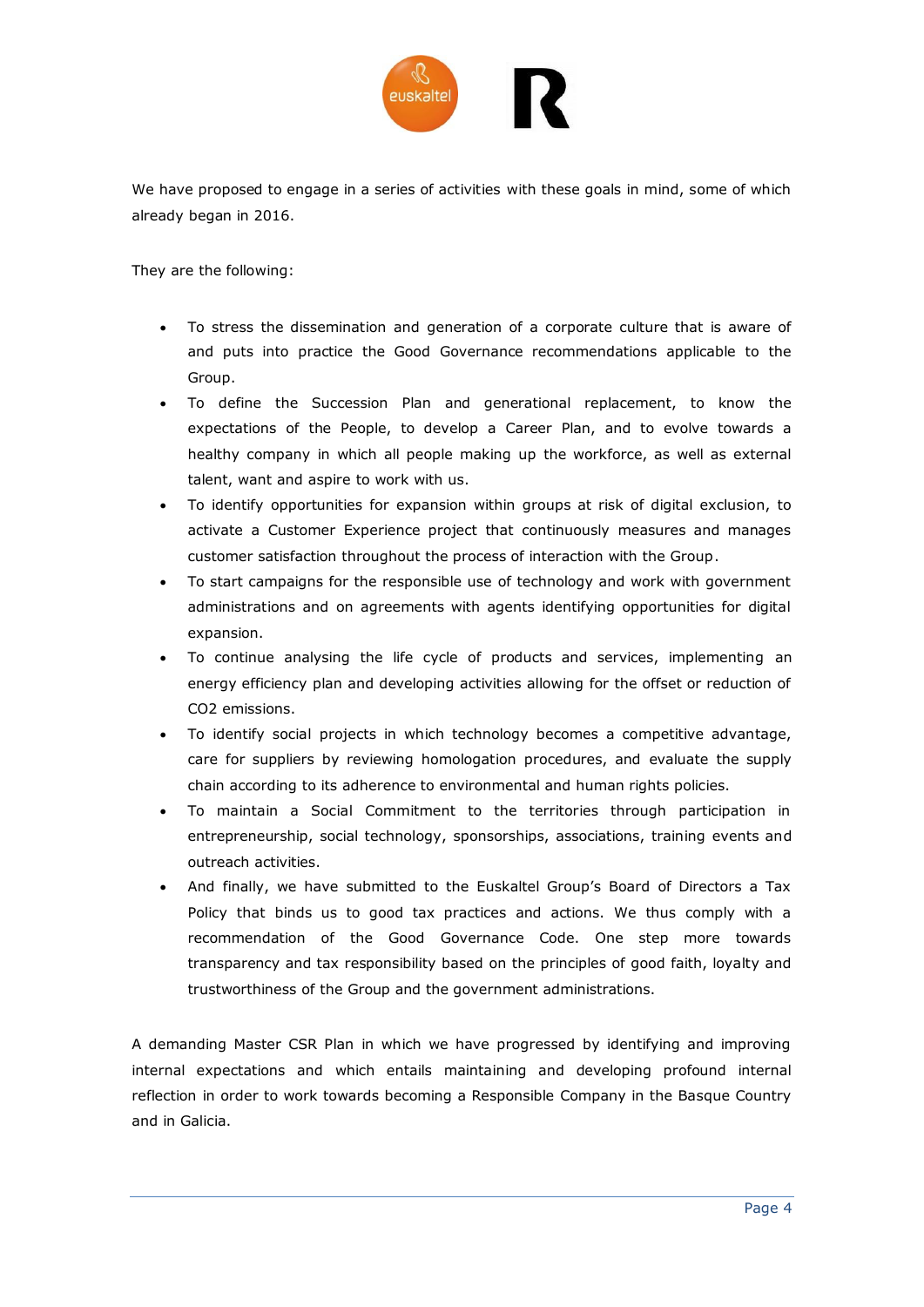We have proposed to engage in a series of activities with these goals in mind, some of which already began in 2016.

They are the following:

- To stress the dissemination and generation of a corporate culture that is aware of and puts into practice the Good Governance recommendations applicable to the Group.
- To define the Succession Plan and generational replacement, to know the expectations of the People, to develop a Career Plan, and to evolve towards a healthy company in which all people making up the workforce, as well as external talent, want and aspire to work with us.
- To identify opportunities for expansion within groups at risk of digital exclusion, to activate a Customer Experience project that continuously measures and manages customer satisfaction throughout the process of interaction with the Group.
- To start campaigns for the responsible use of technology and work with government administrations and on agreements with agents identifying opportunities for digital expansion.
- To continue analysing the life cycle of products and services, implementing an energy efficiency plan and developing activities allowing for the offset or reduction of $CO_2$ emissions.
- To identify social projects in which technology becomes a competitive advantage, care for suppliers by reviewing homologation procedures, and evaluate the supply chain according to its adherence to environmental and human rights policies.
- To maintain a Social Commitment to the territories through participation in entrepreneurship, social technology, sponsorships, associations, training events and outreach activities.
- And finally, we have submitted to the Euskaltel Group's Board of Directors a Tax Policy that binds us to good tax practices and actions. We thus comply with a recommendation of the Good Governance Code. One step more towards transparency and tax responsibility based on the principles of good faith, loyalty and trustworthiness of the Group and the government administrations.

A demanding Master CSR Plan in which we have progressed by identifying and improving internal expectations and which entails maintaining and developing profound internal reflection in order to work towards becoming a Responsible Company in the Basque Country and in Galicia.